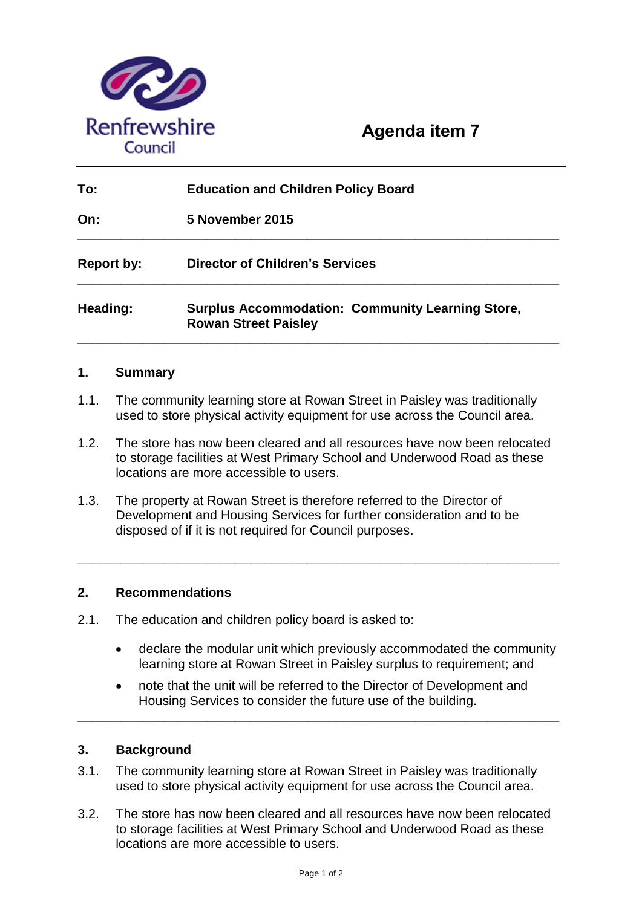Renfrewshire Council

# Agenda item 7

| | |
|---|---|
| **To:** | **Education and Children Policy Board** |
| **On:** | **5 November 2015** |
| **Report by:** | **Director of Children's Services** |
| **Heading:** | **Surplus Accommodation: Community Learning Store, Rowan Street Paisley** |

## 1. Summary

1.1. The community learning store at Rowan Street in Paisley was traditionally used to store physical activity equipment for use across the Council area.

1.2. The store has now been cleared and all resources have now been relocated to storage facilities at West Primary School and Underwood Road as these locations are more accessible to users.

1.3. The property at Rowan Street is therefore referred to the Director of Development and Housing Services for further consideration and to be disposed of if it is not required for Council purposes.

## 2. Recommendations

2.1. The education and children policy board is asked to:

- declare the modular unit which previously accommodated the community learning store at Rowan Street in Paisley surplus to requirement; and
- note that the unit will be referred to the Director of Development and Housing Services to consider the future use of the building.

## 3. Background

3.1. The community learning store at Rowan Street in Paisley was traditionally used to store physical activity equipment for use across the Council area.

3.2. The store has now been cleared and all resources have now been relocated to storage facilities at West Primary School and Underwood Road as these locations are more accessible to users.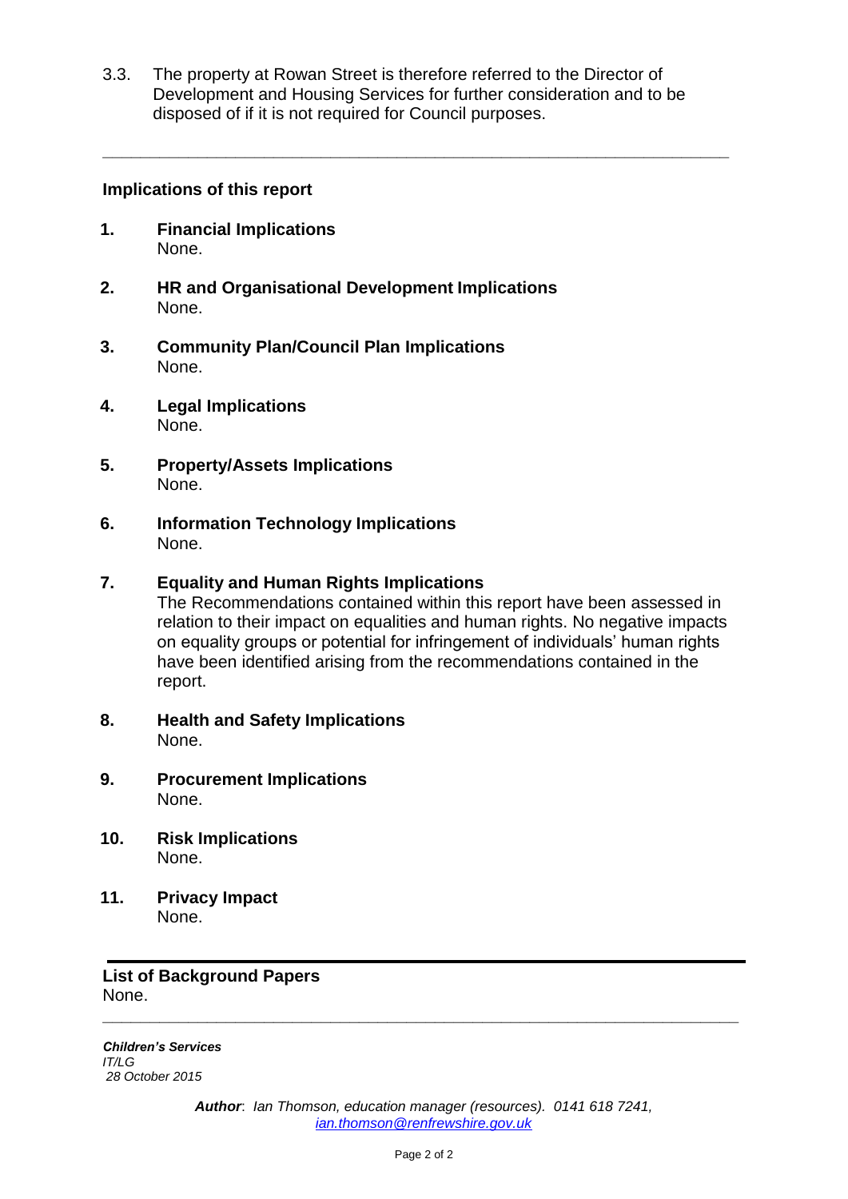3.3. The property at Rowan Street is therefore referred to the Director of Development and Housing Services for further consideration and to be disposed of if it is not required for Council purposes.

---

**Implications of this report**

1. **Financial Implications**
   None.

2. **HR and Organisational Development Implications**
   None.

3. **Community Plan/Council Plan Implications**
   None.

4. **Legal Implications**
   None.

5. **Property/Assets Implications**
   None.

6. **Information Technology Implications**
   None.

7. **Equality and Human Rights Implications**
   The Recommendations contained within this report have been assessed in relation to their impact on equalities and human rights. No negative impacts on equality groups or potential for infringement of individuals' human rights have been identified arising from the recommendations contained in the report.

8. **Health and Safety Implications**
   None.

9. **Procurement Implications**
   None.

10. **Risk Implications**
    None.

11. **Privacy Impact**
    None.

---

**List of Background Papers**
None.

---

***Children's Services***
*IT/LG*
*28 October 2015*

***Author**: Ian Thomson, education manager (resources). 0141 618 7241, ian.thomson@renfrewshire.gov.uk*